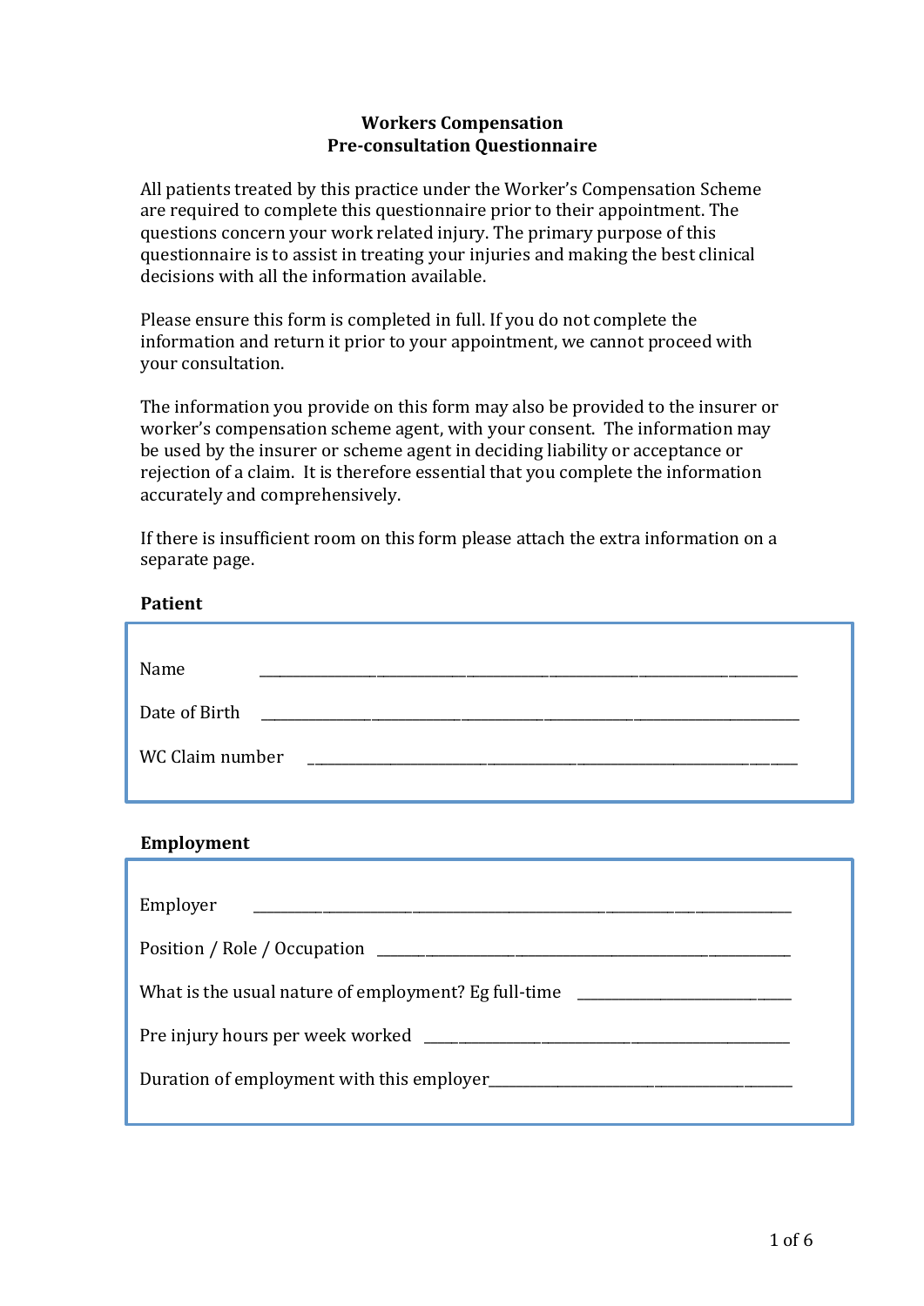# Workers Compensation
# Pre-consultation Questionnaire

All patients treated by this practice under the Worker's Compensation Scheme are required to complete this questionnaire prior to their appointment. The questions concern your work related injury. The primary purpose of this questionnaire is to assist in treating your injuries and making the best clinical decisions with all the information available.

Please ensure this form is completed in full. If you do not complete the information and return it prior to your appointment, we cannot proceed with your consultation.

The information you provide on this form may also be provided to the insurer or worker's compensation scheme agent, with your consent. The information may be used by the insurer or scheme agent in deciding liability or acceptance or rejection of a claim. It is therefore essential that you complete the information accurately and comprehensively.

If there is insufficient room on this form please attach the extra information on a separate page.

## Patient

Name ______________________________________________

Date of Birth ______________________________________________

WC Claim number ______________________________________________

## Employment

Employer ______________________________________________

Position / Role / Occupation ______________________________________________

What is the usual nature of employment? Eg full-time ______________________

Pre injury hours per week worked ______________________________________________

Duration of employment with this employer______________________________________________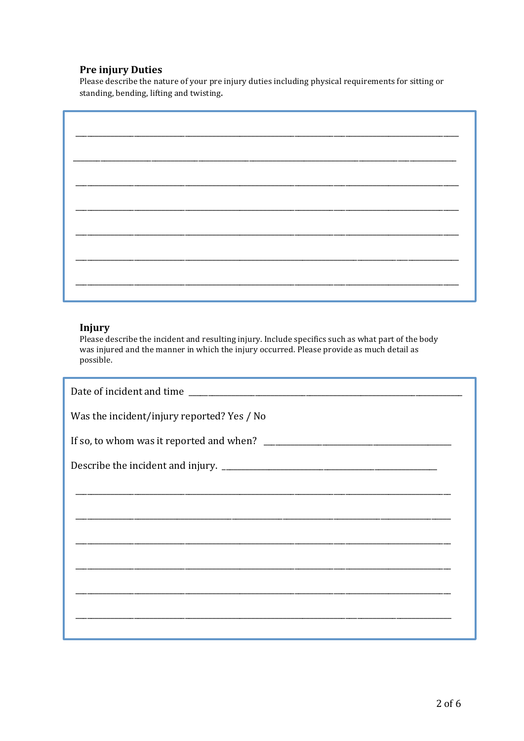### Pre injury Duties

Please describe the nature of your pre injury duties including physical requirements for sitting or standing, bending, lifting and twisting.

\_\_\_\_\_\_\_\_\_\_\_\_\_\_\_\_\_\_\_\_\_\_\_\_\_\_\_\_\_\_\_\_\_\_\_\_\_\_\_\_\_\_\_\_\_\_\_\_\_\_\_\_\_\_\_\_\_\_\_\_\_\_\_\_\_\_\_\_\_\_\_\_\_\_\_\_

\_\_\_\_\_\_\_\_\_\_\_\_\_\_\_\_\_\_\_\_\_\_\_\_\_\_\_\_\_\_\_\_\_\_\_\_\_\_\_\_\_\_\_\_\_\_\_\_\_\_\_\_\_\_\_\_\_\_\_\_\_\_\_\_\_\_\_\_\_\_\_\_\_\_\_\_

\_\_\_\_\_\_\_\_\_\_\_\_\_\_\_\_\_\_\_\_\_\_\_\_\_\_\_\_\_\_\_\_\_\_\_\_\_\_\_\_\_\_\_\_\_\_\_\_\_\_\_\_\_\_\_\_\_\_\_\_\_\_\_\_\_\_\_\_\_\_\_\_\_\_\_\_

\_\_\_\_\_\_\_\_\_\_\_\_\_\_\_\_\_\_\_\_\_\_\_\_\_\_\_\_\_\_\_\_\_\_\_\_\_\_\_\_\_\_\_\_\_\_\_\_\_\_\_\_\_\_\_\_\_\_\_\_\_\_\_\_\_\_\_\_\_\_\_\_\_\_\_\_

\_\_\_\_\_\_\_\_\_\_\_\_\_\_\_\_\_\_\_\_\_\_\_\_\_\_\_\_\_\_\_\_\_\_\_\_\_\_\_\_\_\_\_\_\_\_\_\_\_\_\_\_\_\_\_\_\_\_\_\_\_\_\_\_\_\_\_\_\_\_\_\_\_\_\_\_

\_\_\_\_\_\_\_\_\_\_\_\_\_\_\_\_\_\_\_\_\_\_\_\_\_\_\_\_\_\_\_\_\_\_\_\_\_\_\_\_\_\_\_\_\_\_\_\_\_\_\_\_\_\_\_\_\_\_\_\_\_\_\_\_\_\_\_\_\_\_\_\_\_\_\_\_

\_\_\_\_\_\_\_\_\_\_\_\_\_\_\_\_\_\_\_\_\_\_\_\_\_\_\_\_\_\_\_\_\_\_\_\_\_\_\_\_\_\_\_\_\_\_\_\_\_\_\_\_\_\_\_\_\_\_\_\_\_\_\_\_\_\_\_\_\_\_\_\_\_\_\_\_

### Injury

Please describe the incident and resulting injury. Include specifics such as what part of the body was injured and the manner in which the injury occurred. Please provide as much detail as possible.

Date of incident and time \_\_\_\_\_\_\_\_\_\_\_\_\_\_\_\_\_\_\_\_\_\_\_\_\_\_\_\_\_\_\_\_\_\_\_\_\_\_\_\_\_\_\_\_\_\_\_\_\_\_\_\_\_\_

Was the incident/injury reported? Yes / No

If so, to whom was it reported and when? \_\_\_\_\_\_\_\_\_\_\_\_\_\_\_\_\_\_\_\_\_\_\_\_\_\_\_\_\_\_\_\_\_\_\_\_\_\_\_\_

Describe the incident and injury. \_\_\_\_\_\_\_\_\_\_\_\_\_\_\_\_\_\_\_\_\_\_\_\_\_\_\_\_\_\_\_\_\_\_\_\_\_\_\_\_\_\_\_\_\_\_

\_\_\_\_\_\_\_\_\_\_\_\_\_\_\_\_\_\_\_\_\_\_\_\_\_\_\_\_\_\_\_\_\_\_\_\_\_\_\_\_\_\_\_\_\_\_\_\_\_\_\_\_\_\_\_\_\_\_\_\_\_\_\_\_\_\_\_\_\_\_\_\_\_\_\_\_

\_\_\_\_\_\_\_\_\_\_\_\_\_\_\_\_\_\_\_\_\_\_\_\_\_\_\_\_\_\_\_\_\_\_\_\_\_\_\_\_\_\_\_\_\_\_\_\_\_\_\_\_\_\_\_\_\_\_\_\_\_\_\_\_\_\_\_\_\_\_\_\_\_\_\_\_

\_\_\_\_\_\_\_\_\_\_\_\_\_\_\_\_\_\_\_\_\_\_\_\_\_\_\_\_\_\_\_\_\_\_\_\_\_\_\_\_\_\_\_\_\_\_\_\_\_\_\_\_\_\_\_\_\_\_\_\_\_\_\_\_\_\_\_\_\_\_\_\_\_\_\_\_

\_\_\_\_\_\_\_\_\_\_\_\_\_\_\_\_\_\_\_\_\_\_\_\_\_\_\_\_\_\_\_\_\_\_\_\_\_\_\_\_\_\_\_\_\_\_\_\_\_\_\_\_\_\_\_\_\_\_\_\_\_\_\_\_\_\_\_\_\_\_\_\_\_\_\_\_

\_\_\_\_\_\_\_\_\_\_\_\_\_\_\_\_\_\_\_\_\_\_\_\_\_\_\_\_\_\_\_\_\_\_\_\_\_\_\_\_\_\_\_\_\_\_\_\_\_\_\_\_\_\_\_\_\_\_\_\_\_\_\_\_\_\_\_\_\_\_\_\_\_\_\_\_

\_\_\_\_\_\_\_\_\_\_\_\_\_\_\_\_\_\_\_\_\_\_\_\_\_\_\_\_\_\_\_\_\_\_\_\_\_\_\_\_\_\_\_\_\_\_\_\_\_\_\_\_\_\_\_\_\_\_\_\_\_\_\_\_\_\_\_\_\_\_\_\_\_\_\_\_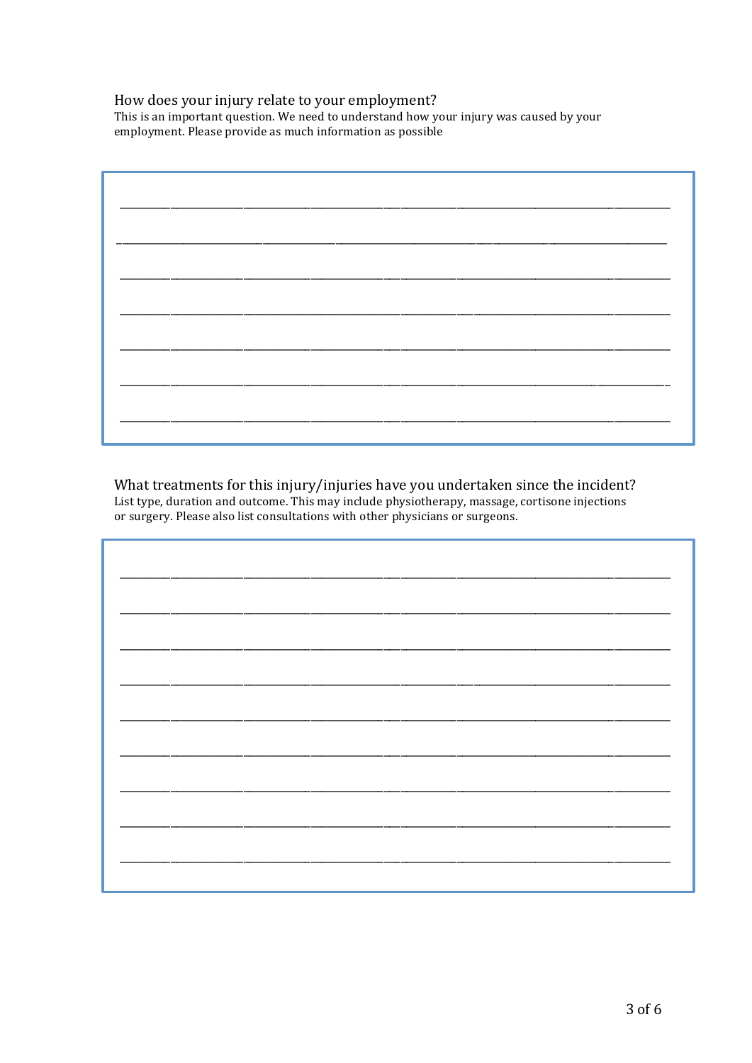## How does your injury relate to your employment?

This is an important question. We need to understand how your injury was caused by your employment. Please provide as much information as possible

______________________________________________________________________________

______________________________________________________________________________

______________________________________________________________________________

______________________________________________________________________________

______________________________________________________________________________

______________________________________________________________________________

______________________________________________________________________________

## What treatments for this injury/injuries have you undertaken since the incident?

List type, duration and outcome. This may include physiotherapy, massage, cortisone injections or surgery. Please also list consultations with other physicians or surgeons.

______________________________________________________________________________

______________________________________________________________________________

______________________________________________________________________________

______________________________________________________________________________

______________________________________________________________________________

______________________________________________________________________________

______________________________________________________________________________

______________________________________________________________________________

______________________________________________________________________________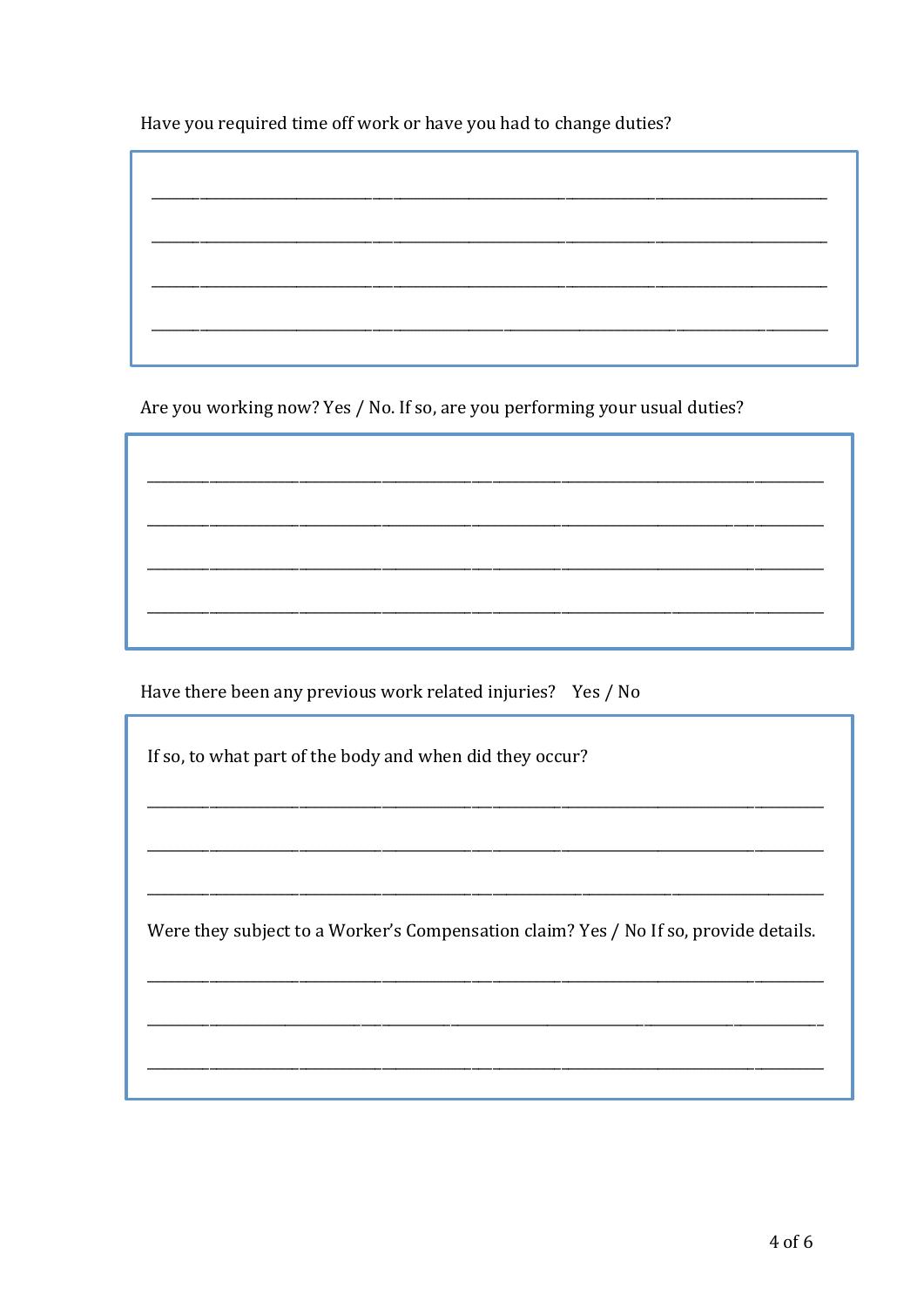Have you required time off work or have you had to change duties?

______________________________________________________________________________

______________________________________________________________________________

______________________________________________________________________________

______________________________________________________________________________

Are you working now? Yes / No. If so, are you performing your usual duties?

______________________________________________________________________________

______________________________________________________________________________

______________________________________________________________________________

______________________________________________________________________________

Have there been any previous work related injuries? Yes / No

If so, to what part of the body and when did they occur?

______________________________________________________________________________

______________________________________________________________________________

______________________________________________________________________________

Were they subject to a Worker's Compensation claim? Yes / No If so, provide details.

______________________________________________________________________________

______________________________________________________________________________

______________________________________________________________________________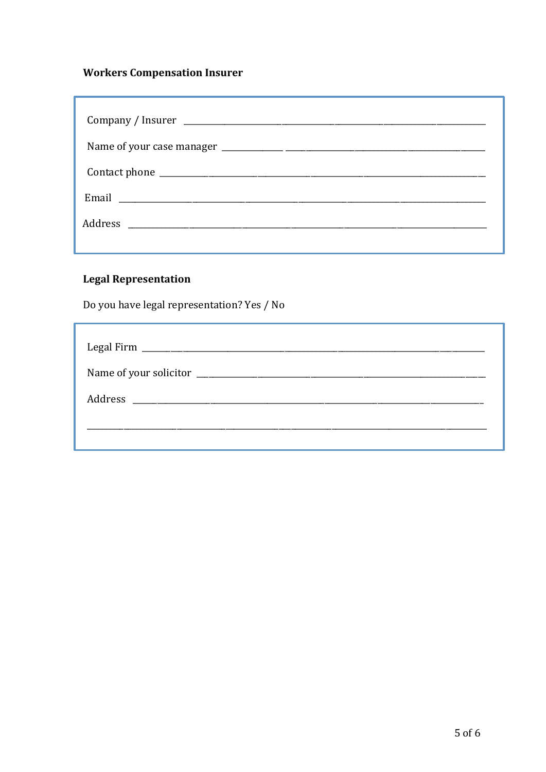### Workers Compensation Insurer

Company / Insurer ____________________________________________

Name of your case manager ____________________________________________

Contact phone ____________________________________________

Email ____________________________________________

Address ____________________________________________

### Legal Representation

Do you have legal representation? Yes / No

Legal Firm ____________________________________________

Name of your solicitor ____________________________________________

Address ____________________________________________

____________________________________________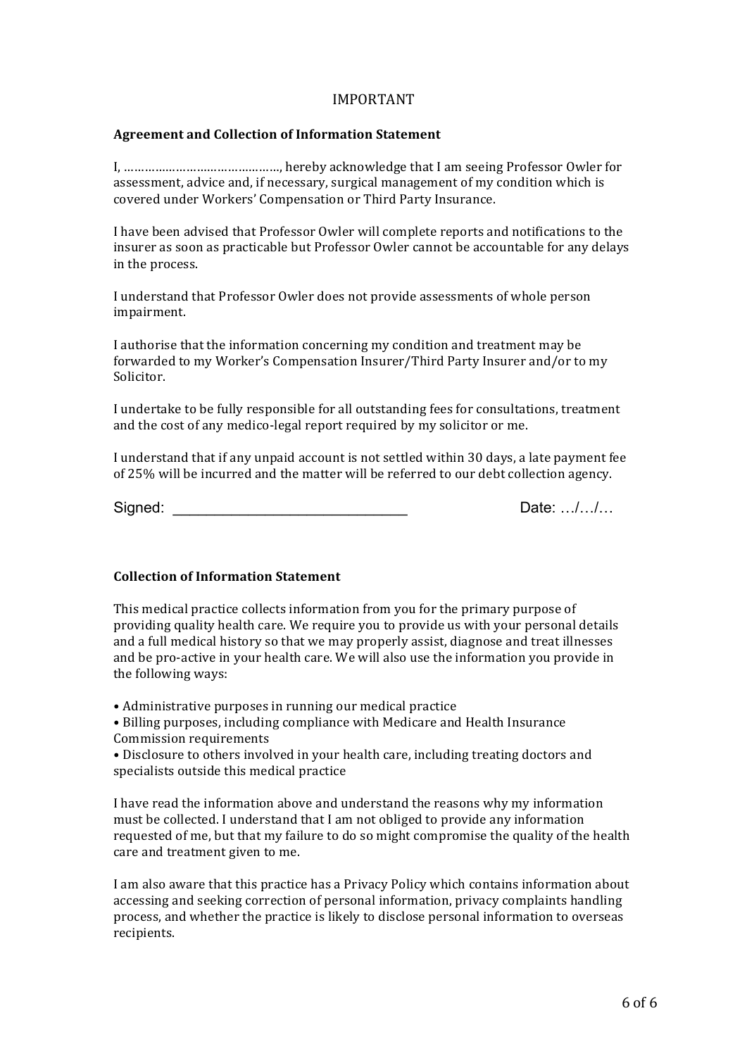IMPORTANT

**Agreement and Collection of Information Statement**

I, ……………………………………., hereby acknowledge that I am seeing Professor Owler for assessment, advice and, if necessary, surgical management of my condition which is covered under Workers' Compensation or Third Party Insurance.

I have been advised that Professor Owler will complete reports and notifications to the insurer as soon as practicable but Professor Owler cannot be accountable for any delays in the process.

I understand that Professor Owler does not provide assessments of whole person impairment.

I authorise that the information concerning my condition and treatment may be forwarded to my Worker's Compensation Insurer/Third Party Insurer and/or to my Solicitor.

I undertake to be fully responsible for all outstanding fees for consultations, treatment and the cost of any medico-legal report required by my solicitor or me.

I understand that if any unpaid account is not settled within 30 days, a late payment fee of 25% will be incurred and the matter will be referred to our debt collection agency.

Signed: ______________________________ Date: …/…/…

**Collection of Information Statement**

This medical practice collects information from you for the primary purpose of providing quality health care. We require you to provide us with your personal details and a full medical history so that we may properly assist, diagnose and treat illnesses and be pro-active in your health care. We will also use the information you provide in the following ways:

- Administrative purposes in running our medical practice
- Billing purposes, including compliance with Medicare and Health Insurance Commission requirements
- Disclosure to others involved in your health care, including treating doctors and specialists outside this medical practice

I have read the information above and understand the reasons why my information must be collected. I understand that I am not obliged to provide any information requested of me, but that my failure to do so might compromise the quality of the health care and treatment given to me.

I am also aware that this practice has a Privacy Policy which contains information about accessing and seeking correction of personal information, privacy complaints handling process, and whether the practice is likely to disclose personal information to overseas recipients.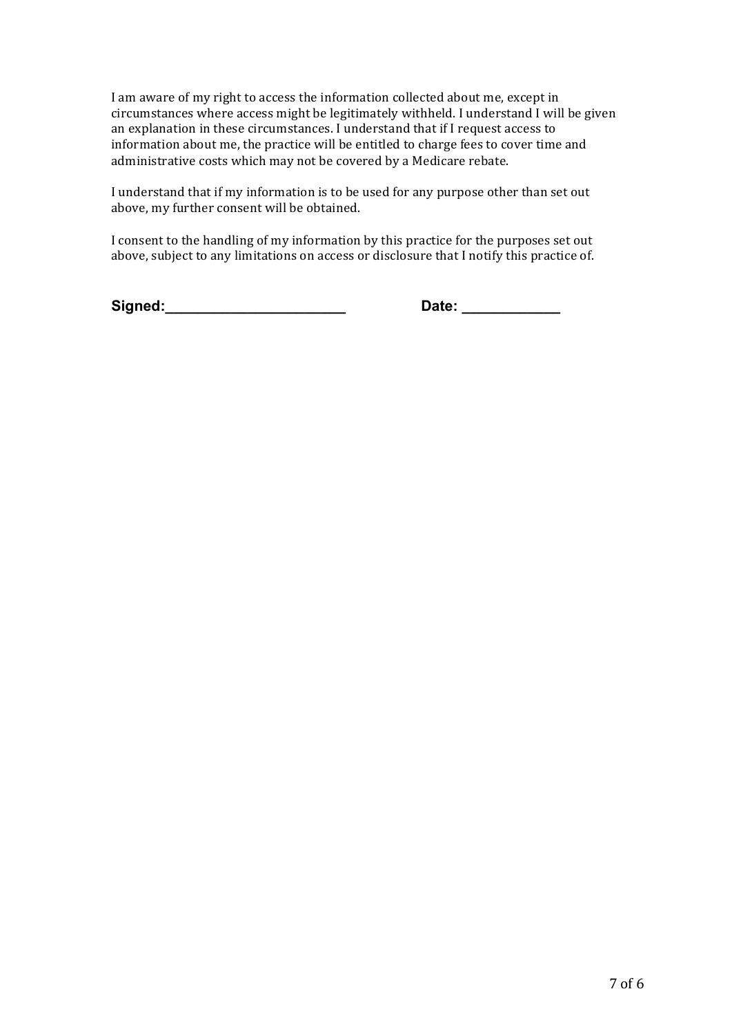I am aware of my right to access the information collected about me, except in circumstances where access might be legitimately withheld. I understand I will be given an explanation in these circumstances. I understand that if I request access to information about me, the practice will be entitled to charge fees to cover time and administrative costs which may not be covered by a Medicare rebate.

I understand that if my information is to be used for any purpose other than set out above, my further consent will be obtained.

I consent to the handling of my information by this practice for the purposes set out above, subject to any limitations on access or disclosure that I notify this practice of.

**Signed:________________________** **Date: _____________**